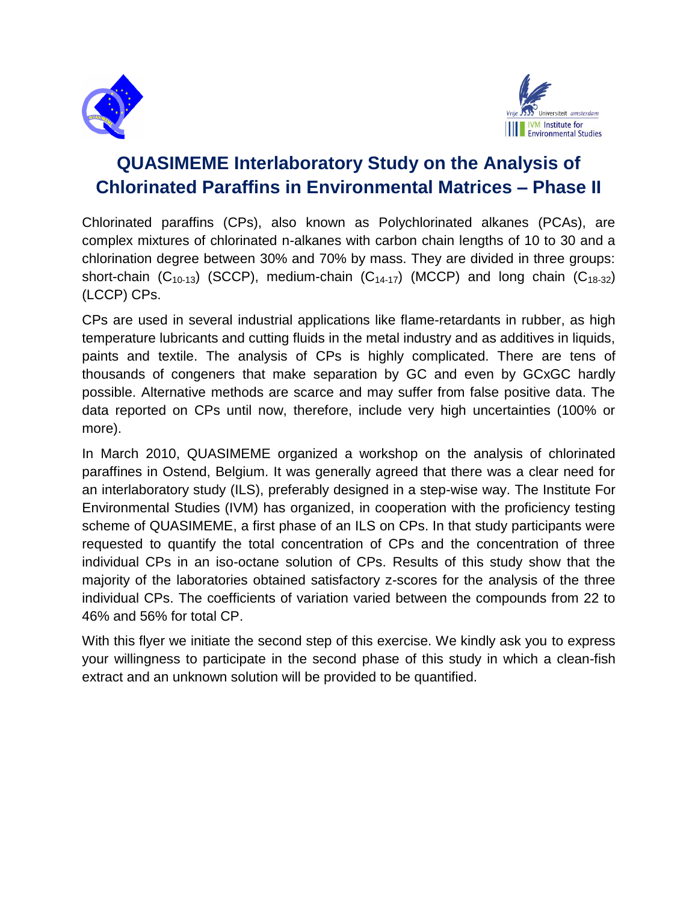# QUASIMEME Interlaboratory Study on the Analysis of Chlorinated Paraffins in Environmental Matrices – Phase II

Chlorinated paraffins (CPs), also known as Polychlorinated alkanes (PCAs), are complex mixtures of chlorinated n-alkanes with carbon chain lengths of 10 to 30 and a chlorination degree between 30% and 70% by mass. They are divided in three groups: short-chain ($C_{10-13}$) (SCCP), medium-chain ($C_{14-17}$) (MCCP) and long chain ($C_{18-32}$) (LCCP) CPs.

CPs are used in several industrial applications like flame-retardants in rubber, as high temperature lubricants and cutting fluids in the metal industry and as additives in liquids, paints and textile. The analysis of CPs is highly complicated. There are tens of thousands of congeners that make separation by GC and even by GCxGC hardly possible. Alternative methods are scarce and may suffer from false positive data. The data reported on CPs until now, therefore, include very high uncertainties (100% or more).

In March 2010, QUASIMEME organized a workshop on the analysis of chlorinated paraffines in Ostend, Belgium. It was generally agreed that there was a clear need for an interlaboratory study (ILS), preferably designed in a step-wise way. The Institute For Environmental Studies (IVM) has organized, in cooperation with the proficiency testing scheme of QUASIMEME, a first phase of an ILS on CPs. In that study participants were requested to quantify the total concentration of CPs and the concentration of three individual CPs in an iso-octane solution of CPs. Results of this study show that the majority of the laboratories obtained satisfactory z-scores for the analysis of the three individual CPs. The coefficients of variation varied between the compounds from 22 to 46% and 56% for total CP.

With this flyer we initiate the second step of this exercise. We kindly ask you to express your willingness to participate in the second phase of this study in which a clean-fish extract and an unknown solution will be provided to be quantified.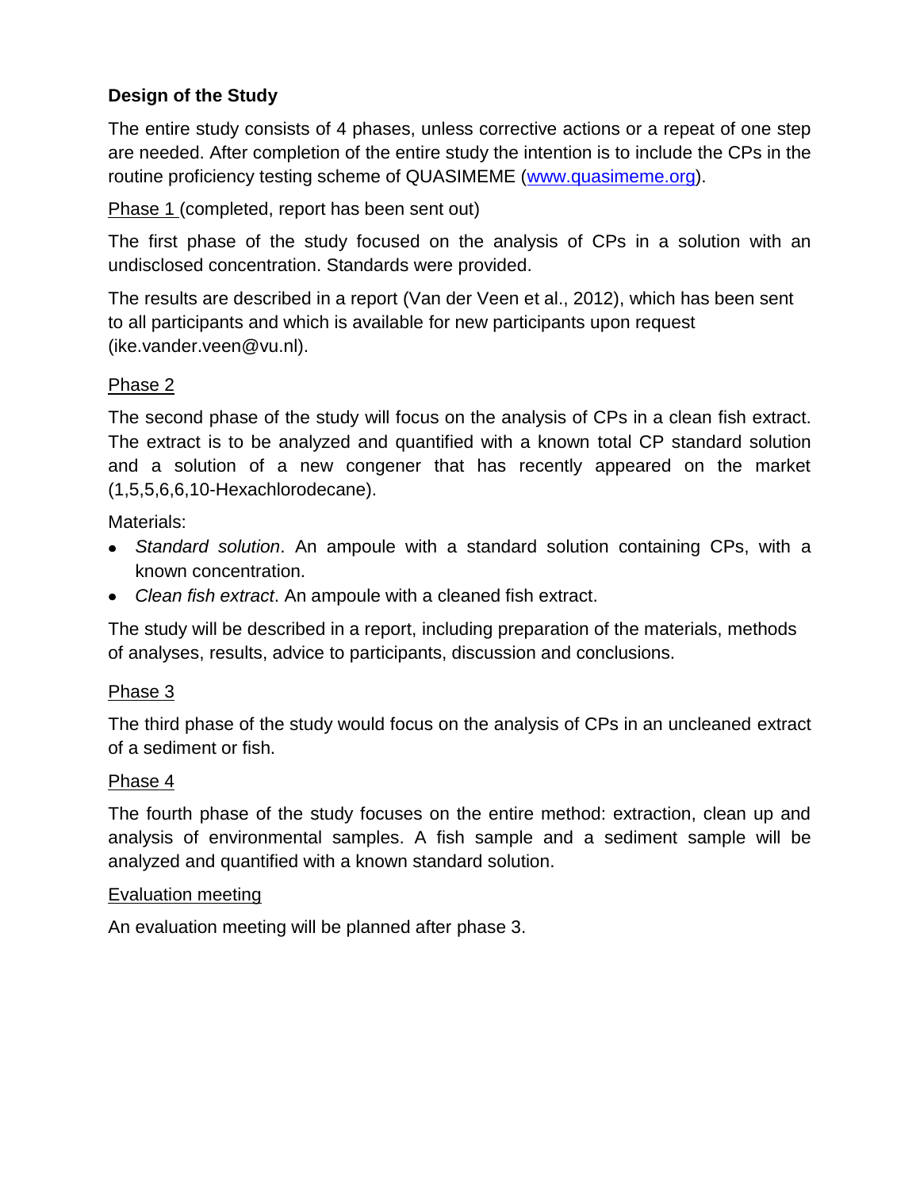## Design of the Study

The entire study consists of 4 phases, unless corrective actions or a repeat of one step are needed. After completion of the entire study the intention is to include the CPs in the routine proficiency testing scheme of QUASIMEME ([www.quasimeme.org](http://www.quasimeme.org)).

Phase 1 (completed, report has been sent out)

The first phase of the study focused on the analysis of CPs in a solution with an undisclosed concentration. Standards were provided.

The results are described in a report (Van der Veen et al., 2012), which has been sent to all participants and which is available for new participants upon request (ike.vander.veen@vu.nl).

Phase 2

The second phase of the study will focus on the analysis of CPs in a clean fish extract. The extract is to be analyzed and quantified with a known total CP standard solution and a solution of a new congener that has recently appeared on the market (1,5,5,6,6,10-Hexachlorodecane).

Materials:

- *Standard solution*. An ampoule with a standard solution containing CPs, with a known concentration.
- *Clean fish extract*. An ampoule with a cleaned fish extract.

The study will be described in a report, including preparation of the materials, methods of analyses, results, advice to participants, discussion and conclusions.

Phase 3

The third phase of the study would focus on the analysis of CPs in an uncleaned extract of a sediment or fish.

Phase 4

The fourth phase of the study focuses on the entire method: extraction, clean up and analysis of environmental samples. A fish sample and a sediment sample will be analyzed and quantified with a known standard solution.

Evaluation meeting

An evaluation meeting will be planned after phase 3.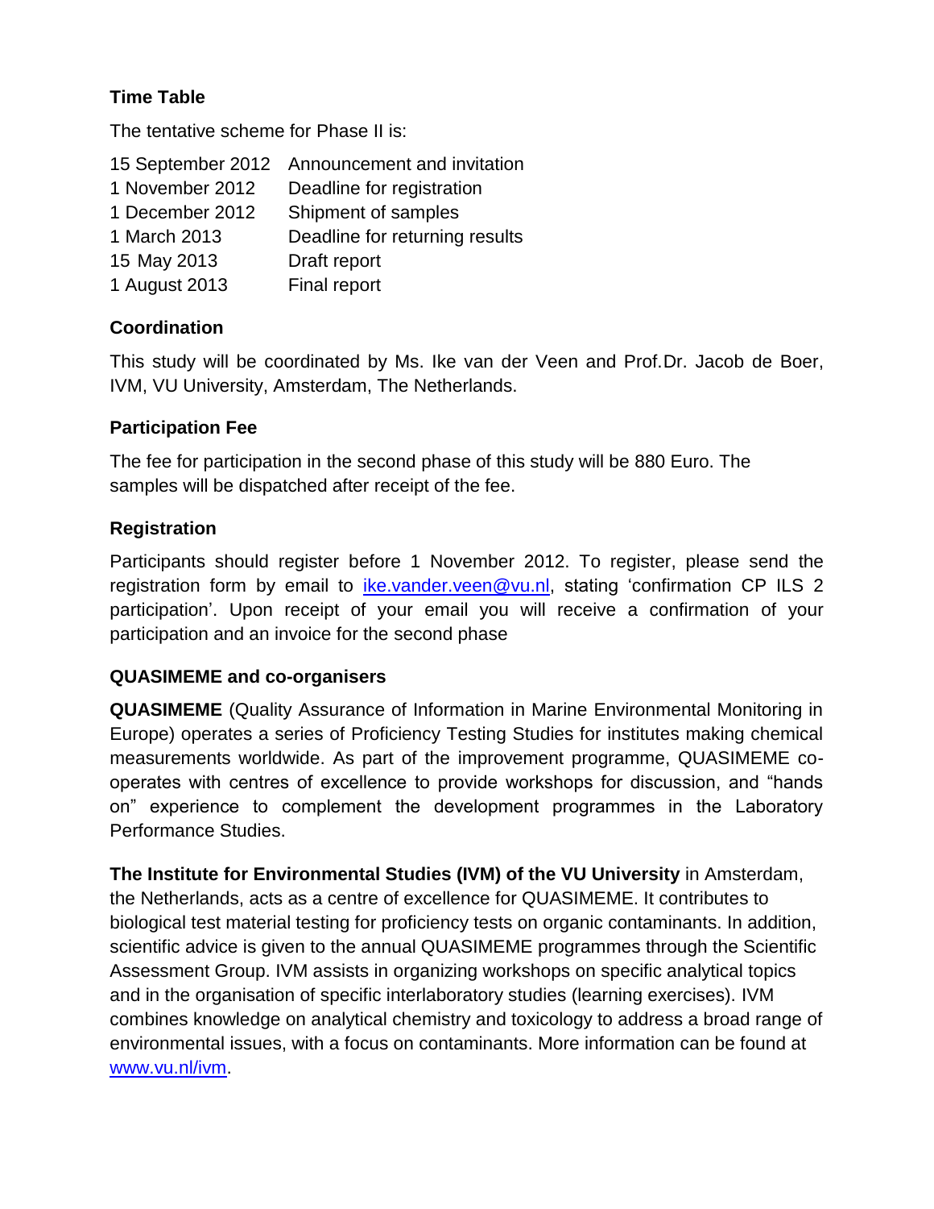### Time Table

The tentative scheme for Phase II is:

| | |
|---|---|
| 15 September 2012 | Announcement and invitation |
| 1 November 2012 | Deadline for registration |
| 1 December 2012 | Shipment of samples |
| 1 March 2013 | Deadline for returning results |
| 15 May 2013 | Draft report |
| 1 August 2013 | Final report |

### Coordination

This study will be coordinated by Ms. Ike van der Veen and Prof.Dr. Jacob de Boer, IVM, VU University, Amsterdam, The Netherlands.

### Participation Fee

The fee for participation in the second phase of this study will be 880 Euro. The samples will be dispatched after receipt of the fee.

### Registration

Participants should register before 1 November 2012. To register, please send the registration form by email to ike.vander.veen@vu.nl, stating 'confirmation CP ILS 2 participation'. Upon receipt of your email you will receive a confirmation of your participation and an invoice for the second phase

### QUASIMEME and co-organisers

**QUASIMEME** (Quality Assurance of Information in Marine Environmental Monitoring in Europe) operates a series of Proficiency Testing Studies for institutes making chemical measurements worldwide. As part of the improvement programme, QUASIMEME co-operates with centres of excellence to provide workshops for discussion, and "hands on" experience to complement the development programmes in the Laboratory Performance Studies.

**The Institute for Environmental Studies (IVM) of the VU University** in Amsterdam, the Netherlands, acts as a centre of excellence for QUASIMEME. It contributes to biological test material testing for proficiency tests on organic contaminants. In addition, scientific advice is given to the annual QUASIMEME programmes through the Scientific Assessment Group. IVM assists in organizing workshops on specific analytical topics and in the organisation of specific interlaboratory studies (learning exercises). IVM combines knowledge on analytical chemistry and toxicology to address a broad range of environmental issues, with a focus on contaminants. More information can be found at www.vu.nl/ivm.